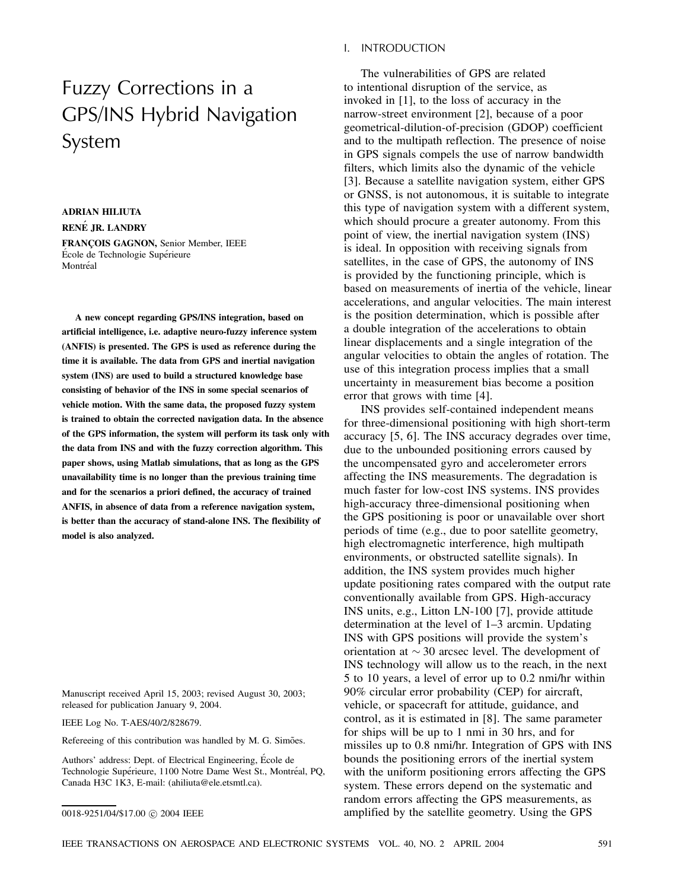# Fuzzy Corrections in a GPS/INS Hybrid Navigation System

**ADRIAN HILIUTA**

**RENÉ JR. LANDRY**

**FRANÇOIS GAGNON**, Senior Member, IEEE
École de Technologie Supérieure
Montréal

**A new concept regarding GPS/INS integration, based on artificial intelligence, i.e. adaptive neuro-fuzzy inference system (ANFIS) is presented. The GPS is used as reference during the time it is available. The data from GPS and inertial navigation system (INS) are used to build a structured knowledge base consisting of behavior of the INS in some special scenarios of vehicle motion. With the same data, the proposed fuzzy system is trained to obtain the corrected navigation data. In the absence of the GPS information, the system will perform its task only with the data from INS and with the fuzzy correction algorithm. This paper shows, using Matlab simulations, that as long as the GPS unavailability time is no longer than the previous training time and for the scenarios a priori defined, the accuracy of trained ANFIS, in absence of data from a reference navigation system, is better than the accuracy of stand-alone INS. The flexibility of model is also analyzed.**

Manuscript received April 15, 2003; revised August 30, 2003; released for publication January 9, 2004.

IEEE Log No. T-AES/40/2/828679.

Refereeing of this contribution was handled by M. G. Simões.

Authors' address: Dept. of Electrical Engineering, École de Technologie Supérieure, 1100 Notre Dame West St., Montréal, PQ, Canada H3C 1K3, E-mail: (ahiliuta@ele.etsmtl.ca).

0018-9251/04/$17.00 © 2004 IEEE

## I. INTRODUCTION

The vulnerabilities of GPS are related to intentional disruption of the service, as invoked in [1], to the loss of accuracy in the narrow-street environment [2], because of a poor geometrical-dilution-of-precision (GDOP) coefficient and to the multipath reflection. The presence of noise in GPS signals compels the use of narrow bandwidth filters, which limits also the dynamic of the vehicle [3]. Because a satellite navigation system, either GPS or GNSS, is not autonomous, it is suitable to integrate this type of navigation system with a different system, which should procure a greater autonomy. From this point of view, the inertial navigation system (INS) is ideal. In opposition with receiving signals from satellites, in the case of GPS, the autonomy of INS is provided by the functioning principle, which is based on measurements of inertia of the vehicle, linear accelerations, and angular velocities. The main interest is the position determination, which is possible after a double integration of the accelerations to obtain linear displacements and a single integration of the angular velocities to obtain the angles of rotation. The use of this integration process implies that a small uncertainty in measurement bias become a position error that grows with time [4].

INS provides self-contained independent means for three-dimensional positioning with high short-term accuracy [5, 6]. The INS accuracy degrades over time, due to the unbounded positioning errors caused by the uncompensated gyro and accelerometer errors affecting the INS measurements. The degradation is much faster for low-cost INS systems. INS provides high-accuracy three-dimensional positioning when the GPS positioning is poor or unavailable over short periods of time (e.g., due to poor satellite geometry, high electromagnetic interference, high multipath environments, or obstructed satellite signals). In addition, the INS system provides much higher update positioning rates compared with the output rate conventionally available from GPS. High-accuracy INS units, e.g., Litton LN-100 [7], provide attitude determination at the level of 1–3 arcmin. Updating INS with GPS positions will provide the system's orientation at $\sim 30$ arcsec level. The development of INS technology will allow us to the reach, in the next 5 to 10 years, a level of error up to 0.2 nmi/hr within 90% circular error probability (CEP) for aircraft, vehicle, or spacecraft for attitude, guidance, and control, as it is estimated in [8]. The same parameter for ships will be up to 1 nmi in 30 hrs, and for missiles up to 0.8 nmi/hr. Integration of GPS with INS bounds the positioning errors of the inertial system with the uniform positioning errors affecting the GPS system. These errors depend on the systematic and random errors affecting the GPS measurements, as amplified by the satellite geometry. Using the GPS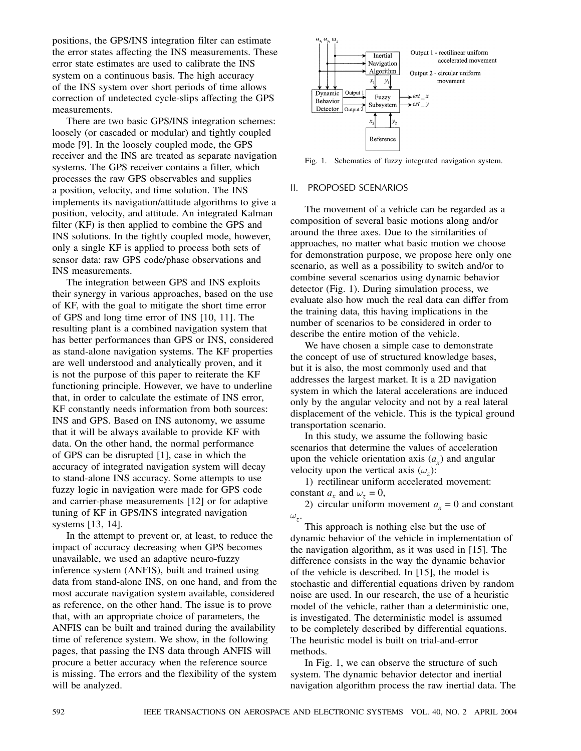positions, the GPS/INS integration filter can estimate the error states affecting the INS measurements. These error state estimates are used to calibrate the INS system on a continuous basis. The high accuracy of the INS system over short periods of time allows correction of undetected cycle-slips affecting the GPS measurements.

There are two basic GPS/INS integration schemes: loosely (or cascaded or modular) and tightly coupled mode [9]. In the loosely coupled mode, the GPS receiver and the INS are treated as separate navigation systems. The GPS receiver contains a filter, which processes the raw GPS observables and supplies a position, velocity, and time solution. The INS implements its navigation/attitude algorithms to give a position, velocity, and attitude. An integrated Kalman filter (KF) is then applied to combine the GPS and INS solutions. In the tightly coupled mode, however, only a single KF is applied to process both sets of sensor data: raw GPS code/phase observations and INS measurements.

The integration between GPS and INS exploits their synergy in various approaches, based on the use of KF, with the goal to mitigate the short time error of GPS and long time error of INS [10, 11]. The resulting plant is a combined navigation system that has better performances than GPS or INS, considered as stand-alone navigation systems. The KF properties are well understood and analytically proven, and it is not the purpose of this paper to reiterate the KF functioning principle. However, we have to underline that, in order to calculate the estimate of INS error, KF constantly needs information from both sources: INS and GPS. Based on INS autonomy, we assume that it will be always available to provide KF with data. On the other hand, the normal performance of GPS can be disrupted [1], case in which the accuracy of integrated navigation system will decay to stand-alone INS accuracy. Some attempts to use fuzzy logic in navigation were made for GPS code and carrier-phase measurements [12] or for adaptive tuning of KF in GPS/INS integrated navigation systems [13, 14].

In the attempt to prevent or, at least, to reduce the impact of accuracy decreasing when GPS becomes unavailable, we used an adaptive neuro-fuzzy inference system (ANFIS), built and trained using data from stand-alone INS, on one hand, and from the most accurate navigation system available, considered as reference, on the other hand. The issue is to prove that, with an appropriate choice of parameters, the ANFIS can be built and trained during the availability time of reference system. We show, in the following pages, that passing the INS data through ANFIS will procure a better accuracy when the reference source is missing. The errors and the flexibility of the system will be analyzed.

$a_{x_1}$ $a_{y_1}$ $\omega_z$

Inertial Navigation Algorithm

Output 1 - rectilinear uniform accelerated movement

Output 2 - circular uniform movement

$x_1$ $y_1$

Dynamic Behavior Detector

Output 1

Output 2

Fuzzy Subsystem

est_x

est_y

$x_2$ $y_2$

Reference

Fig. 1. Schematics of fuzzy integrated navigation system.

## II. PROPOSED SCENARIOS

The movement of a vehicle can be regarded as a composition of several basic motions along and/or around the three axes. Due to the similarities of approaches, no matter what basic motion we choose for demonstration purpose, we propose here only one scenario, as well as a possibility to switch and/or to combine several scenarios using dynamic behavior detector (Fig. 1). During simulation process, we evaluate also how much the real data can differ from the training data, this having implications in the number of scenarios to be considered in order to describe the entire motion of the vehicle.

We have chosen a simple case to demonstrate the concept of use of structured knowledge bases, but it is also, the most commonly used and that addresses the largest market. It is a 2D navigation system in which the lateral accelerations are induced only by the angular velocity and not by a real lateral displacement of the vehicle. This is the typical ground transportation scenario.

In this study, we assume the following basic scenarios that determine the values of acceleration upon the vehicle orientation axis ($a_x$) and angular velocity upon the vertical axis ($\omega_z$):

1) rectilinear uniform accelerated movement: constant $a_x$ and $\omega_z = 0$,

2) circular uniform movement $a_x = 0$ and constant $\omega_z$.

This approach is nothing else but the use of dynamic behavior of the vehicle in implementation of the navigation algorithm, as it was used in [15]. The difference consists in the way the dynamic behavior of the vehicle is described. In [15], the model is stochastic and differential equations driven by random noise are used. In our research, the use of a heuristic model of the vehicle, rather than a deterministic one, is investigated. The deterministic model is assumed to be completely described by differential equations. The heuristic model is built on trial-and-error methods.

In Fig. 1, we can observe the structure of such system. The dynamic behavior detector and inertial navigation algorithm process the raw inertial data. The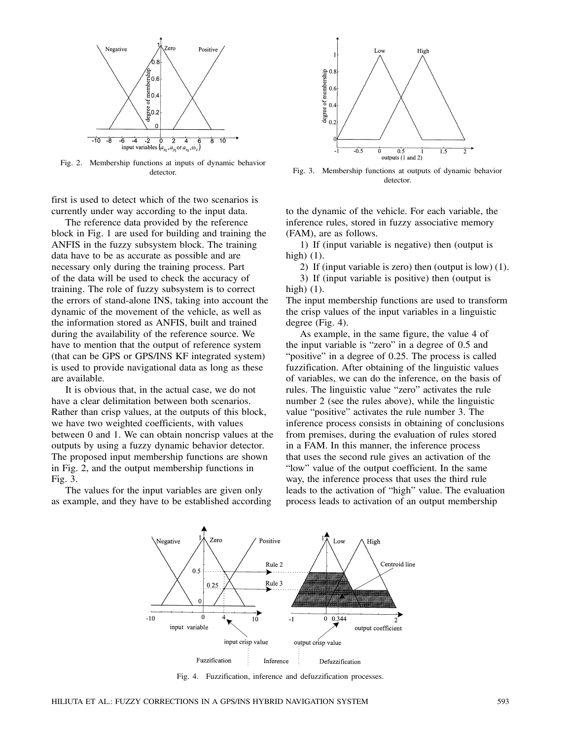Fig. 2. Membership functions at inputs of dynamic behavior detector.

Fig. 3. Membership functions at outputs of dynamic behavior detector.

first is used to detect which of the two scenarios is currently under way according to the input data.

The reference data provided by the reference block in Fig. 1 are used for building and training the ANFIS in the fuzzy subsystem block. The training data have to be as accurate as possible and are necessary only during the training process. Part of the data will be used to check the accuracy of training. The role of fuzzy subsystem is to correct the errors of stand-alone INS, taking into account the dynamic of the movement of the vehicle, as well as the information stored as ANFIS, built and trained during the availability of the reference source. We have to mention that the output of reference system (that can be GPS or GPS/INS KF integrated system) is used to provide navigational data as long as these are available.

It is obvious that, in the actual case, we do not have a clear delimitation between both scenarios. Rather than crisp values, at the outputs of this block, we have two weighted coefficients, with values between 0 and 1. We can obtain noncrisp values at the outputs by using a fuzzy dynamic behavior detector. The proposed input membership functions are shown in Fig. 2, and the output membership functions in Fig. 3.

The values for the input variables are given only as example, and they have to be established according to the dynamic of the vehicle. For each variable, the inference rules, stored in fuzzy associative memory (FAM), are as follows.

1) If (input variable is negative) then (output is high) (1).

2) If (input variable is zero) then (output is low) (1).

3) If (input variable is positive) then (output is high) (1).

The input membership functions are used to transform the crisp values of the input variables in a linguistic degree (Fig. 4).

As example, in the same figure, the value 4 of the input variable is "zero" in a degree of 0.5 and "positive" in a degree of 0.25. The process is called fuzzification. After obtaining of the linguistic values of variables, we can do the inference, on the basis of rules. The linguistic value "zero" activates the rule number 2 (see the rules above), while the linguistic value "positive" activates the rule number 3. The inference process consists in obtaining of conclusions from premises, during the evaluation of rules stored in a FAM. In this manner, the inference process that uses the second rule gives an activation of the "low" value of the output coefficient. In the same way, the inference process that uses the third rule leads to the activation of "high" value. The evaluation process leads to activation of an output membership

Fig. 4. Fuzzification, inference and defuzzification processes.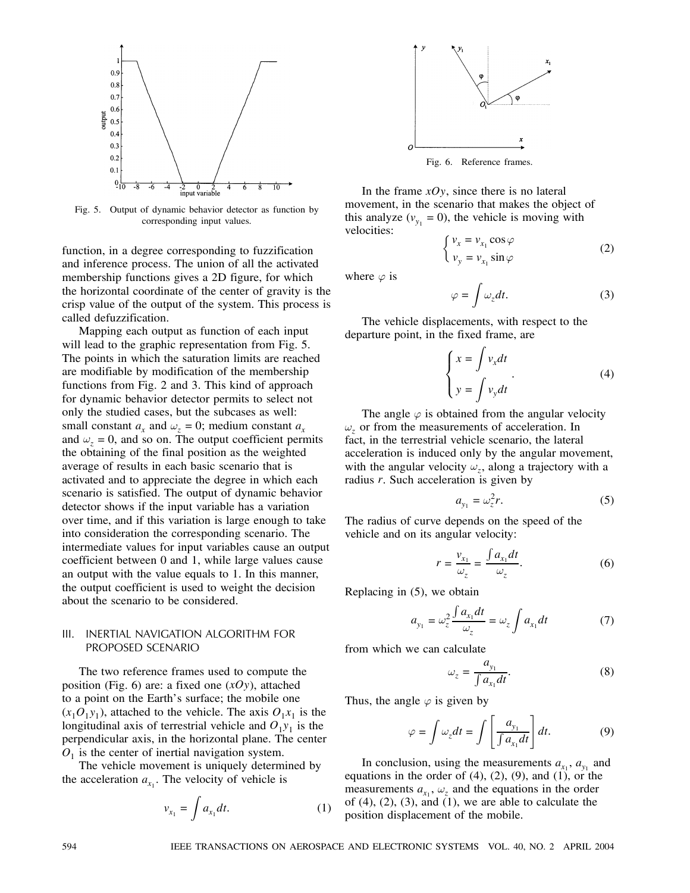Fig. 5. Output of dynamic behavior detector as function by corresponding input values.

function, in a degree corresponding to fuzzification and inference process. The union of all the activated membership functions gives a 2D figure, for which the horizontal coordinate of the center of gravity is the crisp value of the output of the system. This process is called defuzzification.

Mapping each output as function of each input will lead to the graphic representation from Fig. 5. The points in which the saturation limits are reached are modifiable by modification of the membership functions from Fig. 2 and 3. This kind of approach for dynamic behavior detector permits to select not only the studied cases, but the subcases as well: small constant $a_x$ and $\omega_z = 0$; medium constant $a_x$ and $\omega_z = 0$, and so on. The output coefficient permits the obtaining of the final position as the weighted average of results in each basic scenario that is activated and to appreciate the degree in which each scenario is satisfied. The output of dynamic behavior detector shows if the input variable has a variation over time, and if this variation is large enough to take into consideration the corresponding scenario. The intermediate values for input variables cause an output coefficient between 0 and 1, while large values cause an output with the value equals to 1. In this manner, the output coefficient is used to weight the decision about the scenario to be considered.

## III. INERTIAL NAVIGATION ALGORITHM FOR PROPOSED SCENARIO

The two reference frames used to compute the position (Fig. 6) are: a fixed one ($xOy$), attached to a point on the Earth's surface; the mobile one ($x_1O_1y_1$), attached to the vehicle. The axis $O_1x_1$ is the longitudinal axis of terrestrial vehicle and $O_1y_1$ is the perpendicular axis, in the horizontal plane. The center $O_1$ is the center of inertial navigation system.

The vehicle movement is uniquely determined by the acceleration $a_{x_1}$. The velocity of vehicle is

$$v_{x_1} = \int a_{x_1} dt. \tag{1}$$

Fig. 6. Reference frames.

In the frame $xOy$, since there is no lateral movement, in the scenario that makes the object of this analyze ($v_{y_1} = 0$), the vehicle is moving with velocities:

$$\begin{cases} v_x = v_{x_1} \cos\varphi \\ v_y = v_{x_1} \sin\varphi \end{cases} \tag{2}$$

where $\varphi$ is

$$\varphi = \int \omega_z dt. \tag{3}$$

The vehicle displacements, with respect to the departure point, in the fixed frame, are

$$\begin{cases} x = \int v_x dt \\ y = \int v_y dt \end{cases}. \tag{4}$$

The angle $\varphi$ is obtained from the angular velocity $\omega_z$ or from the measurements of acceleration. In fact, in the terrestrial vehicle scenario, the lateral acceleration is induced only by the angular movement, with the angular velocity $\omega_z$, along a trajectory with a radius $r$. Such acceleration is given by

$$a_{y_1} = \omega_z^2 r. \tag{5}$$

The radius of curve depends on the speed of the vehicle and on its angular velocity:

$$r = \frac{v_{x_1}}{\omega_z} = \frac{\int a_{x_1} dt}{\omega_z}. \tag{6}$$

Replacing in (5), we obtain

$$a_{y_1} = \omega_z^2 \frac{\int a_{x_1} dt}{\omega_z} = \omega_z \int a_{x_1} dt \tag{7}$$

from which we can calculate

$$\omega_z = \frac{a_{y_1}}{\int a_{x_1} dt}. \tag{8}$$

Thus, the angle $\varphi$ is given by

$$\varphi = \int \omega_z dt = \int \left[ \frac{a_{y_1}}{\int a_{x_1} dt} \right] dt. \tag{9}$$

In conclusion, using the measurements $a_{x_1}$, $a_{y_1}$ and equations in the order of (4), (2), (9), and (1), or the measurements $a_{x_1}$, $\omega_z$ and the equations in the order of (4), (2), (3), and (1), we are able to calculate the position displacement of the mobile.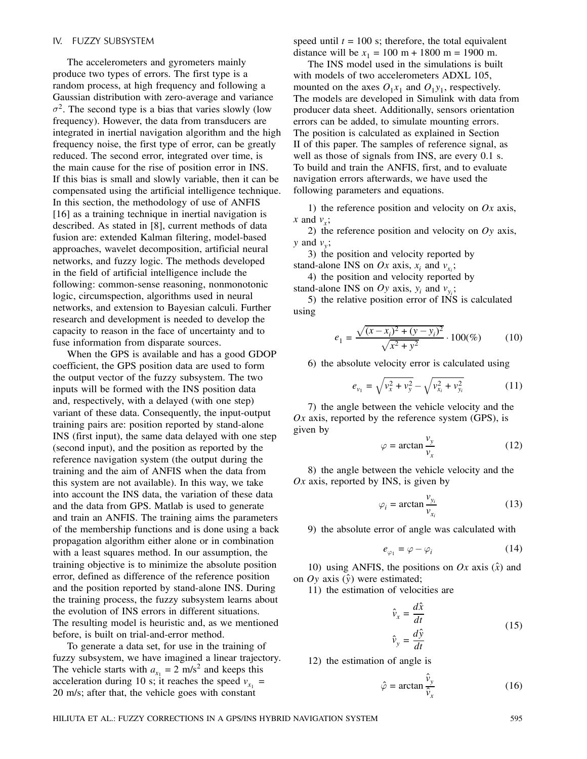## IV. FUZZY SUBSYSTEM

The accelerometers and gyrometers mainly produce two types of errors. The first type is a random process, at high frequency and following a Gaussian distribution with zero-average and variance $\sigma^2$. The second type is a bias that varies slowly (low frequency). However, the data from transducers are integrated in inertial navigation algorithm and the high frequency noise, the first type of error, can be greatly reduced. The second error, integrated over time, is the main cause for the rise of position error in INS. If this bias is small and slowly variable, then it can be compensated using the artificial intelligence technique. In this section, the methodology of use of ANFIS [16] as a training technique in inertial navigation is described. As stated in [8], current methods of data fusion are: extended Kalman filtering, model-based approaches, wavelet decomposition, artificial neural networks, and fuzzy logic. The methods developed in the field of artificial intelligence include the following: common-sense reasoning, nonmonotonic logic, circumspection, algorithms used in neural networks, and extension to Bayesian calculi. Further research and development is needed to develop the capacity to reason in the face of uncertainty and to fuse information from disparate sources.

When the GPS is available and has a good GDOP coefficient, the GPS position data are used to form the output vector of the fuzzy subsystem. The two inputs will be formed with the INS position data and, respectively, with a delayed (with one step) variant of these data. Consequently, the input-output training pairs are: position reported by stand-alone INS (first input), the same data delayed with one step (second input), and the position as reported by the reference navigation system (the output during the training and the aim of ANFIS when the data from this system are not available). In this way, we take into account the INS data, the variation of these data and the data from GPS. Matlab is used to generate and train an ANFIS. The training aims the parameters of the membership functions and is done using a back propagation algorithm either alone or in combination with a least squares method. In our assumption, the training objective is to minimize the absolute position error, defined as difference of the reference position and the position reported by stand-alone INS. During the training process, the fuzzy subsystem learns about the evolution of INS errors in different situations. The resulting model is heuristic and, as we mentioned before, is built on trial-and-error method.

To generate a data set, for use in the training of fuzzy subsystem, we have imagined a linear trajectory. The vehicle starts with $a_{x_1} = 2$ m/s$^2$ and keeps this acceleration during 10 s; it reaches the speed $v_{x_1} = 20$ m/s; after that, the vehicle goes with constant speed until $t = 100$ s; therefore, the total equivalent distance will be $x_1 = 100$ m + 1800 m = 1900 m.

The INS model used in the simulations is built with models of two accelerometers ADXL 105, mounted on the axes $O_1x_1$ and $O_1y_1$, respectively. The models are developed in Simulink with data from producer data sheet. Additionally, sensors orientation errors can be added, to simulate mounting errors. The position is calculated as explained in Section II of this paper. The samples of reference signal, as well as those of signals from INS, are every 0.1 s. To build and train the ANFIS, first, and to evaluate navigation errors afterwards, we have used the following parameters and equations.

1) the reference position and velocity on $Ox$ axis, $x$ and $v_x$;

2) the reference position and velocity on $Oy$ axis, $y$ and $v_y$;

3) the position and velocity reported by stand-alone INS on $Ox$ axis, $x_i$ and $v_{x_i}$;

4) the position and velocity reported by stand-alone INS on $Oy$ axis, $y_i$ and $v_{y_i}$;

5) the relative position error of INS is calculated using

$$e_1 = \frac{\sqrt{(x-x_i)^2 + (y-y_i)^2}}{\sqrt{x^2+y^2}} \cdot 100(\%) \tag{10}$$

6) the absolute velocity error is calculated using

$$e_{v_1} = \sqrt{v_x^2 + v_y^2} - \sqrt{v_{x_i}^2 + v_{y_i}^2} \tag{11}$$

7) the angle between the vehicle velocity and the $Ox$ axis, reported by the reference system (GPS), is given by

$$\varphi = \arctan\frac{v_y}{v_x} \tag{12}$$

8) the angle between the vehicle velocity and the $Ox$ axis, reported by INS, is given by

$$\varphi_i = \arctan\frac{v_{y_i}}{v_{x_i}} \tag{13}$$

9) the absolute error of angle was calculated with

$$e_{\varphi_1} = \varphi - \varphi_i \tag{14}$$

10) using ANFIS, the positions on $Ox$ axis ($\hat{x}$) and on $Oy$ axis ($\hat{y}$) were estimated;

11) the estimation of velocities are

$$\hat{v}_x = \frac{d\hat{x}}{dt}, \qquad \hat{v}_y = \frac{d\hat{y}}{dt} \tag{15}$$

12) the estimation of angle is

$$\hat{\varphi} = \arctan\frac{\hat{v}_y}{\hat{v}_x} \tag{16}$$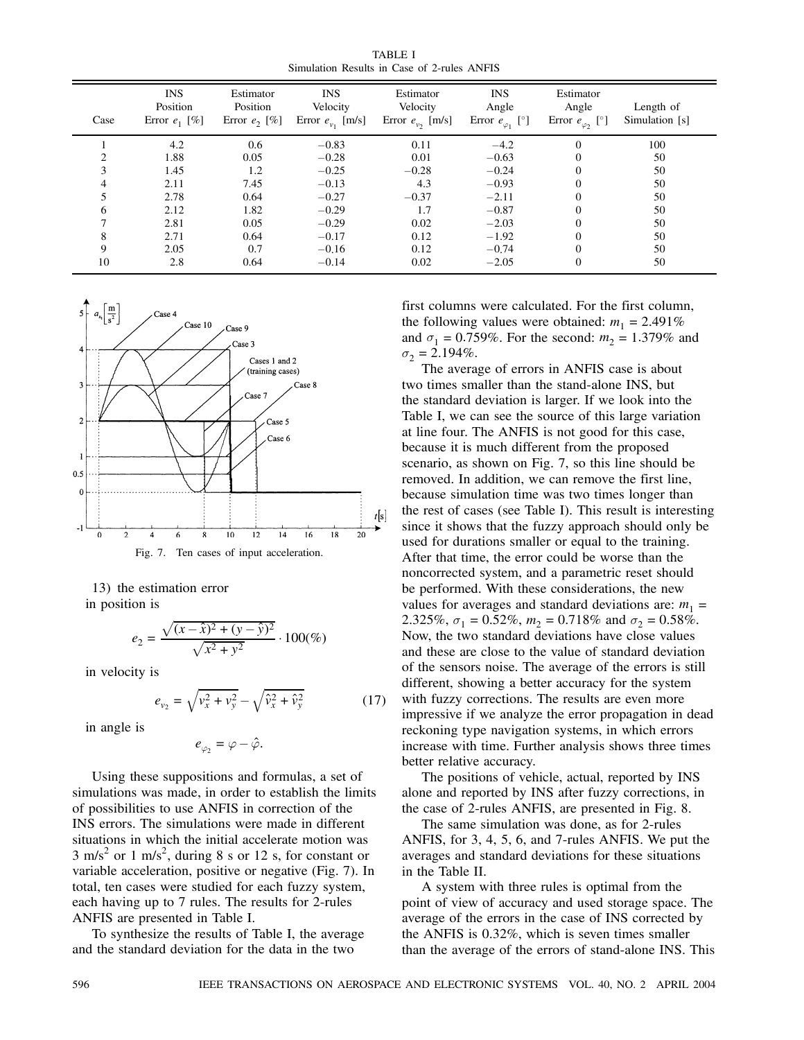TABLE I
Simulation Results in Case of 2-rules ANFIS

| Case | INS Position Error $e_1$ [%] | Estimator Position Error $e_2$ [%] | INS Velocity Error $e_{v_1}$ [m/s] | Estimator Velocity Error $e_{v_2}$ [m/s] | INS Angle Error $e_{\varphi_1}$ [°] | Estimator Angle Error $e_{\varphi_2}$ [°] | Length of Simulation [s] |
|---|---|---|---|---|---|---|---|
| 1 | 4.2 | 0.6 | −0.83 | 0.11 | −4.2 | 0 | 100 |
| 2 | 1.88 | 0.05 | −0.28 | 0.01 | −0.63 | 0 | 50 |
| 3 | 1.45 | 1.2 | −0.25 | −0.28 | −0.24 | 0 | 50 |
| 4 | 2.11 | 7.45 | −0.13 | 4.3 | −0.93 | 0 | 50 |
| 5 | 2.78 | 0.64 | −0.27 | −0.37 | −2.11 | 0 | 50 |
| 6 | 2.12 | 1.82 | −0.29 | 1.7 | −0.87 | 0 | 50 |
| 7 | 2.81 | 0.05 | −0.29 | 0.02 | −2.03 | 0 | 50 |
| 8 | 2.71 | 0.64 | −0.17 | 0.12 | −1.92 | 0 | 50 |
| 9 | 2.05 | 0.7 | −0.16 | 0.12 | −0.74 | 0 | 50 |
| 10 | 2.8 | 0.64 | −0.14 | 0.02 | −2.05 | 0 | 50 |

Fig. 7. Ten cases of input acceleration.

13) the estimation error

in position is

$$e_2 = \frac{\sqrt{(x-\hat{x})^2 + (y-\hat{y})^2}}{\sqrt{x^2+y^2}} \cdot 100(\%)$$

in velocity is

$$e_{v_2} = \sqrt{v_x^2 + v_y^2} - \sqrt{\hat{v}_x^2 + \hat{v}_y^2} \tag{17}$$

in angle is

$$e_{\varphi_2} = \varphi - \hat{\varphi}.$$

Using these suppositions and formulas, a set of simulations was made, in order to establish the limits of possibilities to use ANFIS in correction of the INS errors. The simulations were made in different situations in which the initial accelerate motion was 3 m/s$^2$ or 1 m/s$^2$, during 8 s or 12 s, for constant or variable acceleration, positive or negative (Fig. 7). In total, ten cases were studied for each fuzzy system, each having up to 7 rules. The results for 2-rules ANFIS are presented in Table I.

To synthesize the results of Table I, the average and the standard deviation for the data in the two first columns were calculated. For the first column, the following values were obtained: $m_1 = 2.491\%$ and $\sigma_1 = 0.759\%$. For the second: $m_2 = 1.379\%$ and $\sigma_2 = 2.194\%$.

The average of errors in ANFIS case is about two times smaller than the stand-alone INS, but the standard deviation is larger. If we look into the Table I, we can see the source of this large variation at line four. The ANFIS is not good for this case, because it is much different from the proposed scenario, as shown on Fig. 7, so this line should be removed. In addition, we can remove the first line, because simulation time was two times longer than the rest of cases (see Table I). This result is interesting since it shows that the fuzzy approach should only be used for durations smaller or equal to the training. After that time, the error could be worse than the noncorrected system, and a parametric reset should be performed. With these considerations, the new values for averages and standard deviations are: $m_1 = 2.325\%$, $\sigma_1 = 0.52\%$, $m_2 = 0.718\%$ and $\sigma_2 = 0.58\%$. Now, the two standard deviations have close values and these are close to the value of standard deviation of the sensors noise. The average of the errors is still different, showing a better accuracy for the system with fuzzy corrections. The results are even more impressive if we analyze the error propagation in dead reckoning type navigation systems, in which errors increase with time. Further analysis shows three times better relative accuracy.

The positions of vehicle, actual, reported by INS alone and reported by INS after fuzzy corrections, in the case of 2-rules ANFIS, are presented in Fig. 8.

The same simulation was done, as for 2-rules ANFIS, for 3, 4, 5, 6, and 7-rules ANFIS. We put the averages and standard deviations for these situations in the Table II.

A system with three rules is optimal from the point of view of accuracy and used storage space. The average of the errors in the case of INS corrected by the ANFIS is 0.32%, which is seven times smaller than the average of the errors of stand-alone INS. This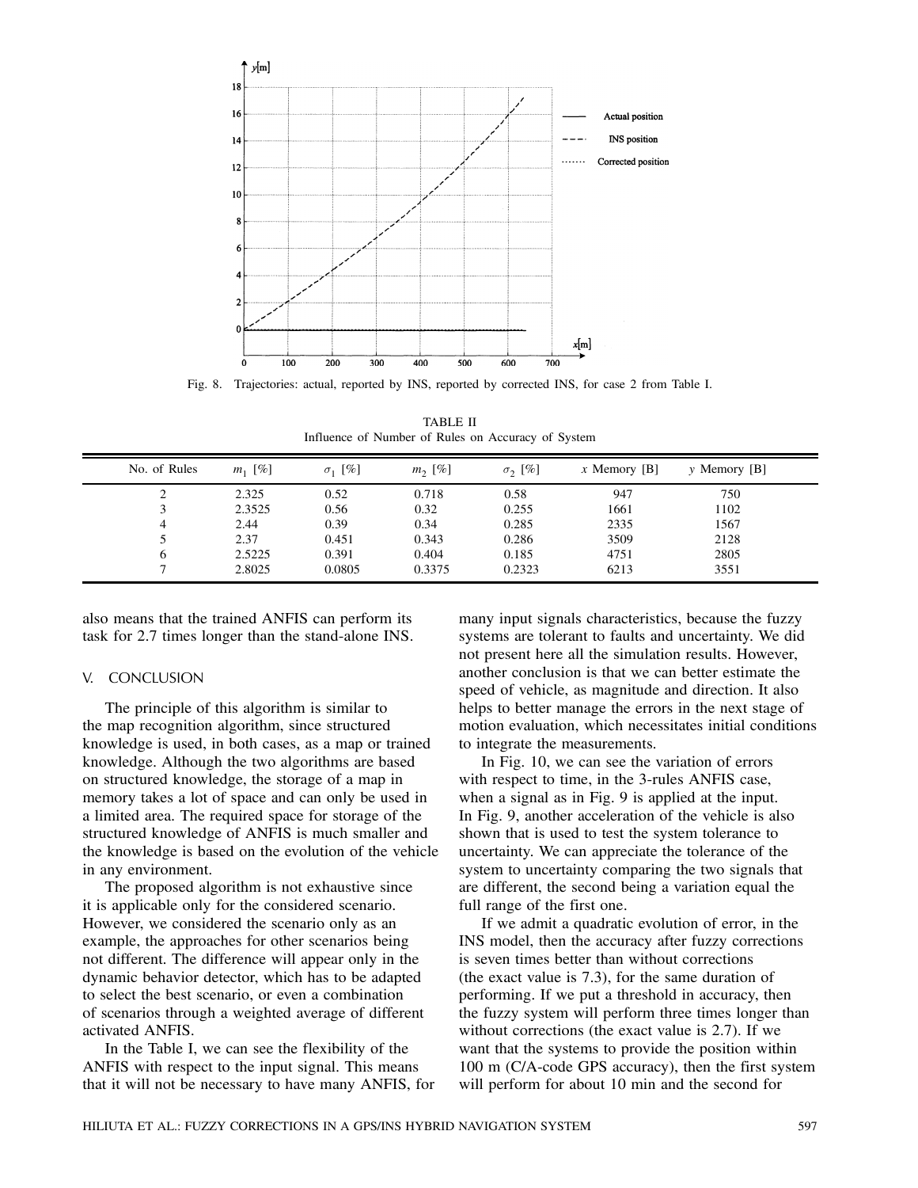Fig. 8. Trajectories: actual, reported by INS, reported by corrected INS, for case 2 from Table I.

TABLE II
Influence of Number of Rules on Accuracy of System

| No. of Rules | $m_1$ [%] | $\sigma_1$ [%] | $m_2$ [%] | $\sigma_2$ [%] | $x$ Memory [B] | $y$ Memory [B] |
|---|---|---|---|---|---|---|
| 2 | 2.325 | 0.52 | 0.718 | 0.58 | 947 | 750 |
| 3 | 2.3525 | 0.56 | 0.32 | 0.255 | 1661 | 1102 |
| 4 | 2.44 | 0.39 | 0.34 | 0.285 | 2335 | 1567 |
| 5 | 2.37 | 0.451 | 0.343 | 0.286 | 3509 | 2128 |
| 6 | 2.5225 | 0.391 | 0.404 | 0.185 | 4751 | 2805 |
| 7 | 2.8025 | 0.0805 | 0.3375 | 0.2323 | 6213 | 3551 |

also means that the trained ANFIS can perform its task for 2.7 times longer than the stand-alone INS.

## V. CONCLUSION

The principle of this algorithm is similar to the map recognition algorithm, since structured knowledge is used, in both cases, as a map or trained knowledge. Although the two algorithms are based on structured knowledge, the storage of a map in memory takes a lot of space and can only be used in a limited area. The required space for storage of the structured knowledge of ANFIS is much smaller and the knowledge is based on the evolution of the vehicle in any environment.

The proposed algorithm is not exhaustive since it is applicable only for the considered scenario. However, we considered the scenario only as an example, the approaches for other scenarios being not different. The difference will appear only in the dynamic behavior detector, which has to be adapted to select the best scenario, or even a combination of scenarios through a weighted average of different activated ANFIS.

In the Table I, we can see the flexibility of the ANFIS with respect to the input signal. This means that it will not be necessary to have many ANFIS, for many input signals characteristics, because the fuzzy systems are tolerant to faults and uncertainty. We did not present here all the simulation results. However, another conclusion is that we can better estimate the speed of vehicle, as magnitude and direction. It also helps to better manage the errors in the next stage of motion evaluation, which necessitates initial conditions to integrate the measurements.

In Fig. 10, we can see the variation of errors with respect to time, in the 3-rules ANFIS case, when a signal as in Fig. 9 is applied at the input. In Fig. 9, another acceleration of the vehicle is also shown that is used to test the system tolerance to uncertainty. We can appreciate the tolerance of the system to uncertainty comparing the two signals that are different, the second being a variation equal the full range of the first one.

If we admit a quadratic evolution of error, in the INS model, then the accuracy after fuzzy corrections is seven times better than without corrections (the exact value is 7.3), for the same duration of performing. If we put a threshold in accuracy, then the fuzzy system will perform three times longer than without corrections (the exact value is 2.7). If we want that the systems to provide the position within 100 m (C/A-code GPS accuracy), then the first system will perform for about 10 min and the second for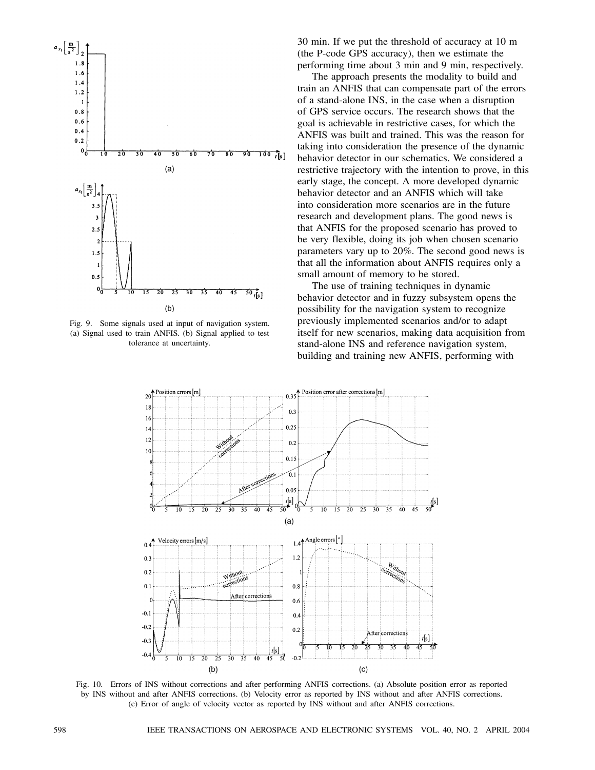Fig. 9. Some signals used at input of navigation system. (a) Signal used to train ANFIS. (b) Signal applied to test tolerance at uncertainty.

30 min. If we put the threshold of accuracy at 10 m (the P-code GPS accuracy), then we estimate the performing time about 3 min and 9 min, respectively.

The approach presents the modality to build and train an ANFIS that can compensate part of the errors of a stand-alone INS, in the case when a disruption of GPS service occurs. The research shows that the goal is achievable in restrictive cases, for which the ANFIS was built and trained. This was the reason for taking into consideration the presence of the dynamic behavior detector in our schematics. We considered a restrictive trajectory with the intention to prove, in this early stage, the concept. A more developed dynamic behavior detector and an ANFIS which will take into consideration more scenarios are in the future research and development plans. The good news is that ANFIS for the proposed scenario has proved to be very flexible, doing its job when chosen scenario parameters vary up to 20%. The second good news is that all the information about ANFIS requires only a small amount of memory to be stored.

The use of training techniques in dynamic behavior detector and in fuzzy subsystem opens the possibility for the navigation system to recognize previously implemented scenarios and/or to adapt itself for new scenarios, making data acquisition from stand-alone INS and reference navigation system, building and training new ANFIS, performing with

Fig. 10. Errors of INS without corrections and after performing ANFIS corrections. (a) Absolute position error as reported by INS without and after ANFIS corrections. (b) Velocity error as reported by INS without and after ANFIS corrections. (c) Error of angle of velocity vector as reported by INS without and after ANFIS corrections.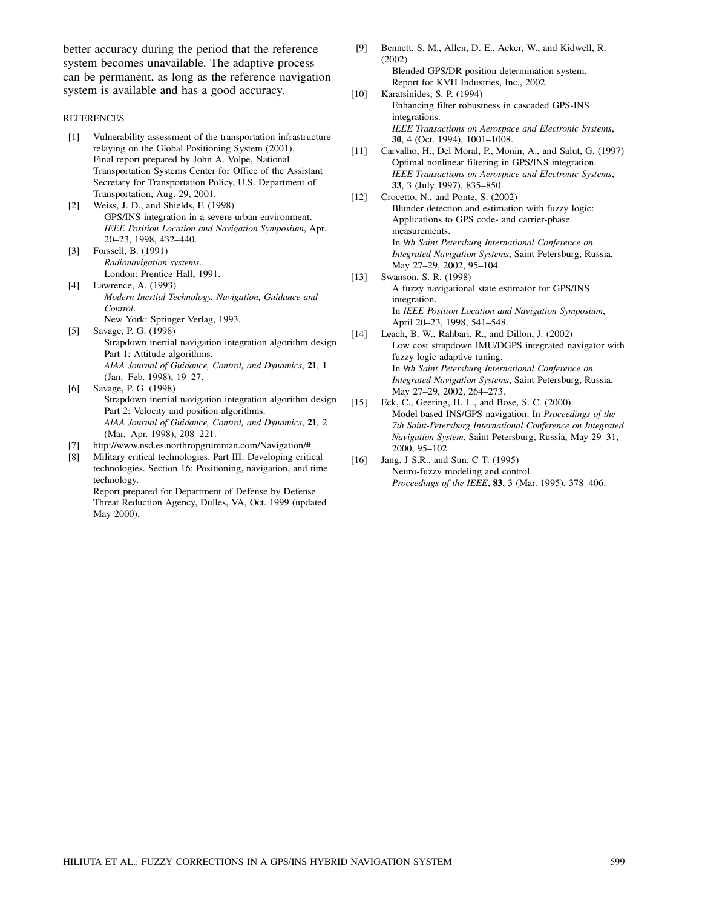better accuracy during the period that the reference system becomes unavailable. The adaptive process can be permanent, as long as the reference navigation system is available and has a good accuracy.

## REFERENCES

[1] Vulnerability assessment of the transportation infrastructure relaying on the Global Positioning System (2001).
Final report prepared by John A. Volpe, National Transportation Systems Center for Office of the Assistant Secretary for Transportation Policy, U.S. Department of Transportation, Aug. 29, 2001.

[2] Weiss, J. D., and Shields, F. (1998)
GPS/INS integration in a severe urban environment.
*IEEE Position Location and Navigation Symposium*, Apr. 20–23, 1998, 432–440.

[3] Forssell, B. (1991)
*Radionavigation systems*.
London: Prentice-Hall, 1991.

[4] Lawrence, A. (1993)
*Modern Inertial Technology. Navigation, Guidance and Control*.
New York: Springer Verlag, 1993.

[5] Savage, P. G. (1998)
Strapdown inertial navigation integration algorithm design Part 1: Attitude algorithms.
*AIAA Journal of Guidance, Control, and Dynamics*, **21**, 1 (Jan.–Feb. 1998), 19–27.

[6] Savage, P. G. (1998)
Strapdown inertial navigation integration algorithm design Part 2: Velocity and position algorithms.
*AIAA Journal of Guidance, Control, and Dynamics*, **21**, 2 (Mar.–Apr. 1998), 208–221.

[7] http://www.nsd.es.northropgrumman.com/Navigation/#

[8] Military critical technologies. Part III: Developing critical technologies. Section 16: Positioning, navigation, and time technology.
Report prepared for Department of Defense by Defense Threat Reduction Agency, Dulles, VA, Oct. 1999 (updated May 2000).

[9] Bennett, S. M., Allen, D. E., Acker, W., and Kidwell, R. (2002)
Blended GPS/DR position determination system.
Report for KVH Industries, Inc., 2002.

[10] Karatsinides, S. P. (1994)
Enhancing filter robustness in cascaded GPS-INS integrations.
*IEEE Transactions on Aerospace and Electronic Systems*, **30**, 4 (Oct. 1994), 1001–1008.

[11] Carvalho, H., Del Moral, P., Monin, A., and Salut, G. (1997)
Optimal nonlinear filtering in GPS/INS integration.
*IEEE Transactions on Aerospace and Electronic Systems*, **33**, 3 (July 1997), 835–850.

[12] Crocetto, N., and Ponte, S. (2002)
Blunder detection and estimation with fuzzy logic: Applications to GPS code- and carrier-phase measurements.
In *9th Saint Petersburg International Conference on Integrated Navigation Systems*, Saint Petersburg, Russia, May 27–29, 2002, 95–104.

[13] Swanson, S. R. (1998)
A fuzzy navigational state estimator for GPS/INS integration.
In *IEEE Position Location and Navigation Symposium*, April 20–23, 1998, 541–548.

[14] Leach, B. W., Rahbari, R., and Dillon, J. (2002)
Low cost strapdown IMU/DGPS integrated navigator with fuzzy logic adaptive tuning.
In *9th Saint Petersburg International Conference on Integrated Navigation Systems*, Saint Petersburg, Russia, May 27–29, 2002, 264–273.

[15] Eck, C., Geering, H. L., and Bose, S. C. (2000)
Model based INS/GPS navigation. In *Proceedings of the 7th Saint-Petersburg International Conference on Integrated Navigation System*, Saint Petersburg, Russia, May 29–31, 2000, 95–102.

[16] Jang, J-S.R., and Sun, C-T. (1995)
Neuro-fuzzy modeling and control.
*Proceedings of the IEEE*, **83**, 3 (Mar. 1995), 378–406.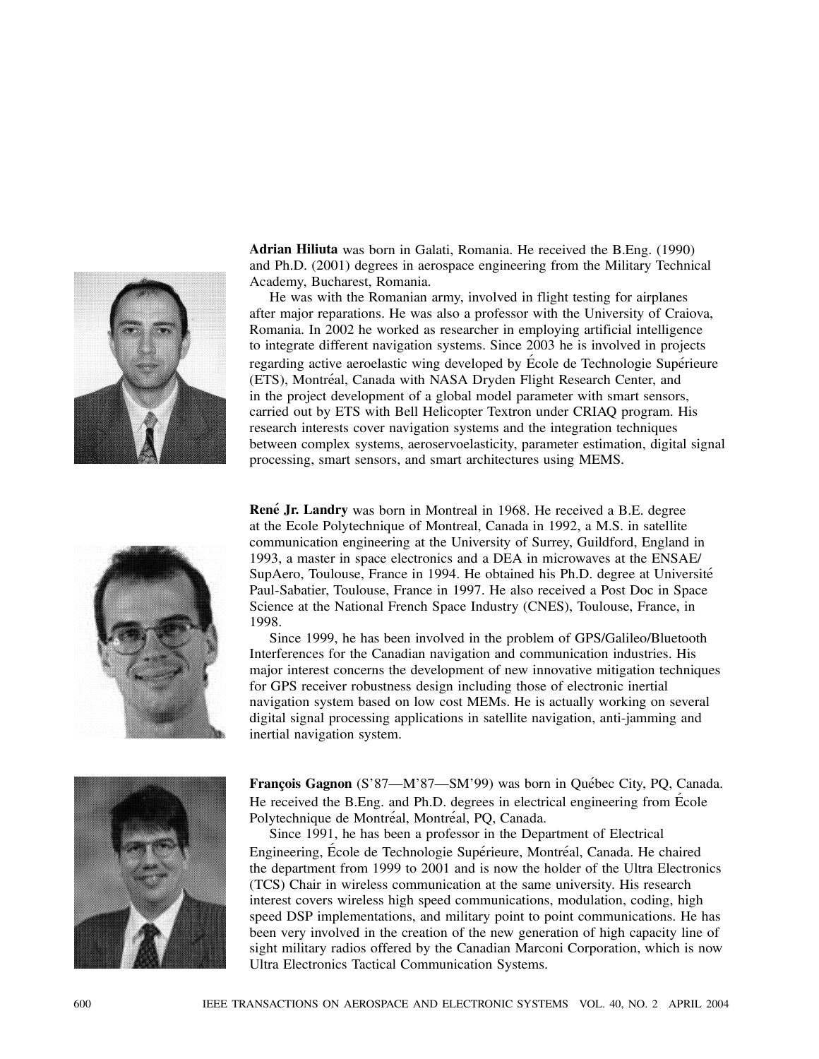**Adrian Hiliuta** was born in Galati, Romania. He received the B.Eng. (1990) and Ph.D. (2001) degrees in aerospace engineering from the Military Technical Academy, Bucharest, Romania.

He was with the Romanian army, involved in flight testing for airplanes after major reparations. He was also a professor with the University of Craiova, Romania. In 2002 he worked as researcher in employing artificial intelligence to integrate different navigation systems. Since 2003 he is involved in projects regarding active aeroelastic wing developed by École de Technologie Supérieure (ETS), Montréal, Canada with NASA Dryden Flight Research Center, and in the project development of a global model parameter with smart sensors, carried out by ETS with Bell Helicopter Textron under CRIAQ program. His research interests cover navigation systems and the integration techniques between complex systems, aeroservoelasticity, parameter estimation, digital signal processing, smart sensors, and smart architectures using MEMS.

**René Jr. Landry** was born in Montreal in 1968. He received a B.E. degree at the Ecole Polytechnique of Montreal, Canada in 1992, a M.S. in satellite communication engineering at the University of Surrey, Guildford, England in 1993, a master in space electronics and a DEA in microwaves at the ENSAE/SupAero, Toulouse, France in 1994. He obtained his Ph.D. degree at Université Paul-Sabatier, Toulouse, France in 1997. He also received a Post Doc in Space Science at the National French Space Industry (CNES), Toulouse, France, in 1998.

Since 1999, he has been involved in the problem of GPS/Galileo/Bluetooth Interferences for the Canadian navigation and communication industries. His major interest concerns the development of new innovative mitigation techniques for GPS receiver robustness design including those of electronic inertial navigation system based on low cost MEMs. He is actually working on several digital signal processing applications in satellite navigation, anti-jamming and inertial navigation system.

**François Gagnon** (S'87—M'87—SM'99) was born in Québec City, PQ, Canada. He received the B.Eng. and Ph.D. degrees in electrical engineering from École Polytechnique de Montréal, Montréal, PQ, Canada.

Since 1991, he has been a professor in the Department of Electrical Engineering, École de Technologie Supérieure, Montréal, Canada. He chaired the department from 1999 to 2001 and is now the holder of the Ultra Electronics (TCS) Chair in wireless communication at the same university. His research interest covers wireless high speed communications, modulation, coding, high speed DSP implementations, and military point to point communications. He has been very involved in the creation of the new generation of high capacity line of sight military radios offered by the Canadian Marconi Corporation, which is now Ultra Electronics Tactical Communication Systems.